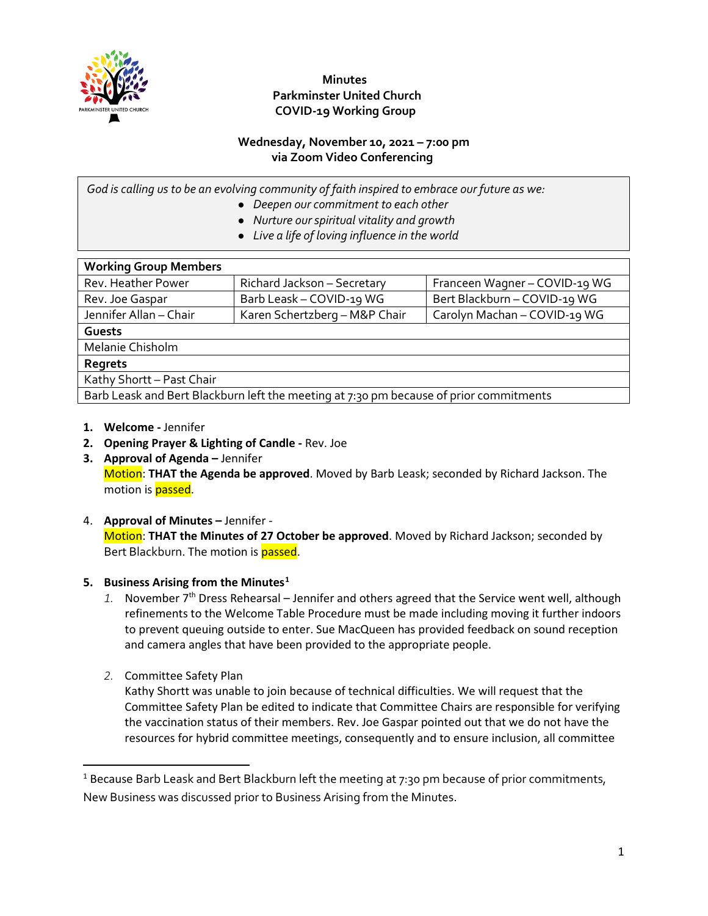**Minutes**
**Parkminster United Church**
**COVID-19 Working Group**

**Wednesday, November 10, 2021 – 7:00 pm**
**via Zoom Video Conferencing**

*God is calling us to be an evolving community of faith inspired to embrace our future as we:*
- *Deepen our commitment to each other*
- *Nurture our spiritual vitality and growth*
- *Live a life of loving influence in the world*

| **Working Group Members** | | |
|---|---|---|
| Rev. Heather Power | Richard Jackson – Secretary | Franceen Wagner – COVID-19 WG |
| Rev. Joe Gaspar | Barb Leask – COVID-19 WG | Bert Blackburn – COVID-19 WG |
| Jennifer Allan – Chair | Karen Schertzberg – M&P Chair | Carolyn Machan – COVID-19 WG |
| **Guests** | | |
| Melanie Chisholm | | |
| **Regrets** | | |
| Kathy Shortt – Past Chair | | |
| Barb Leask and Bert Blackburn left the meeting at 7:30 pm because of prior commitments | | |

1. **Welcome -** Jennifer
2. **Opening Prayer & Lighting of Candle -** Rev. Joe
3. **Approval of Agenda –** Jennifer
   Motion: **THAT the Agenda be approved**. Moved by Barb Leask; seconded by Richard Jackson. The motion is passed.

4. **Approval of Minutes –** Jennifer -
   Motion: **THAT the Minutes of 27 October be approved**. Moved by Richard Jackson; seconded by Bert Blackburn. The motion is passed.

5. **Business Arising from the Minutes**[1]
   1. November 7th Dress Rehearsal – Jennifer and others agreed that the Service went well, although refinements to the Welcome Table Procedure must be made including moving it further indoors to prevent queuing outside to enter. Sue MacQueen has provided feedback on sound reception and camera angles that have been provided to the appropriate people.

   2. Committee Safety Plan
      Kathy Shortt was unable to join because of technical difficulties. We will request that the Committee Safety Plan be edited to indicate that Committee Chairs are responsible for verifying the vaccination status of their members. Rev. Joe Gaspar pointed out that we do not have the resources for hybrid committee meetings, consequently and to ensure inclusion, all committee

[1] Because Barb Leask and Bert Blackburn left the meeting at 7:30 pm because of prior commitments, New Business was discussed prior to Business Arising from the Minutes.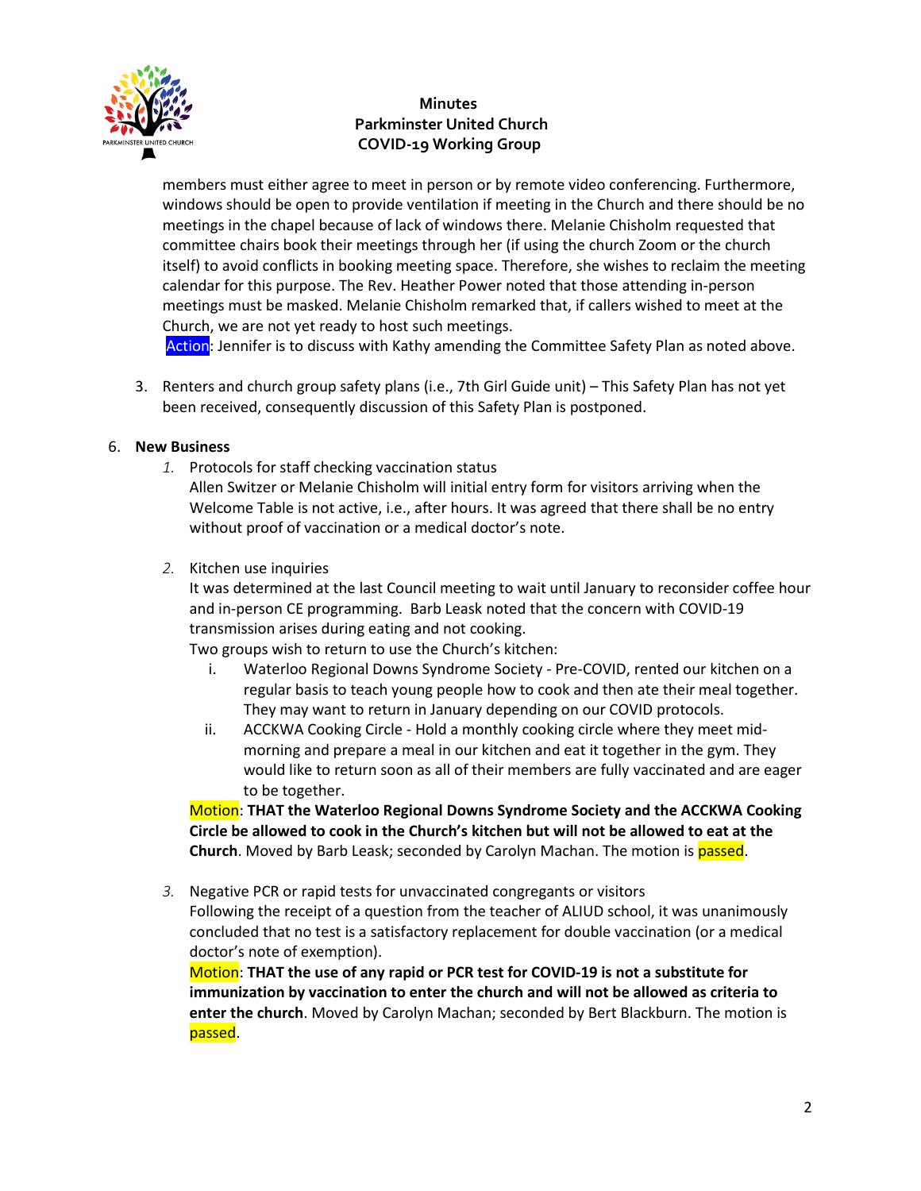members must either agree to meet in person or by remote video conferencing. Furthermore, windows should be open to provide ventilation if meeting in the Church and there should be no meetings in the chapel because of lack of windows there. Melanie Chisholm requested that committee chairs book their meetings through her (if using the church Zoom or the church itself) to avoid conflicts in booking meeting space. Therefore, she wishes to reclaim the meeting calendar for this purpose. The Rev. Heather Power noted that those attending in-person meetings must be masked. Melanie Chisholm remarked that, if callers wished to meet at the Church, we are not yet ready to host such meetings.

Action: Jennifer is to discuss with Kathy amending the Committee Safety Plan as noted above.

3. Renters and church group safety plans (i.e., 7th Girl Guide unit) – This Safety Plan has not yet been received, consequently discussion of this Safety Plan is postponed.

6. **New Business**

   1. Protocols for staff checking vaccination status

      Allen Switzer or Melanie Chisholm will initial entry form for visitors arriving when the Welcome Table is not active, i.e., after hours. It was agreed that there shall be no entry without proof of vaccination or a medical doctor's note.

   2. Kitchen use inquiries

      It was determined at the last Council meeting to wait until January to reconsider coffee hour and in-person CE programming. Barb Leask noted that the concern with COVID-19 transmission arises during eating and not cooking.

      Two groups wish to return to use the Church's kitchen:

      i. Waterloo Regional Downs Syndrome Society - Pre-COVID, rented our kitchen on a regular basis to teach young people how to cook and then ate their meal together. They may want to return in January depending on our COVID protocols.

      ii. ACCKWA Cooking Circle - Hold a monthly cooking circle where they meet mid-morning and prepare a meal in our kitchen and eat it together in the gym. They would like to return soon as all of their members are fully vaccinated and are eager to be together.

      Motion: **THAT the Waterloo Regional Downs Syndrome Society and the ACCKWA Cooking Circle be allowed to cook in the Church's kitchen but will not be allowed to eat at the Church**. Moved by Barb Leask; seconded by Carolyn Machan. The motion is passed.

   3. Negative PCR or rapid tests for unvaccinated congregants or visitors

      Following the receipt of a question from the teacher of ALIUD school, it was unanimously concluded that no test is a satisfactory replacement for double vaccination (or a medical doctor's note of exemption).

      Motion: **THAT the use of any rapid or PCR test for COVID-19 is not a substitute for immunization by vaccination to enter the church and will not be allowed as criteria to enter the church**. Moved by Carolyn Machan; seconded by Bert Blackburn. The motion is passed.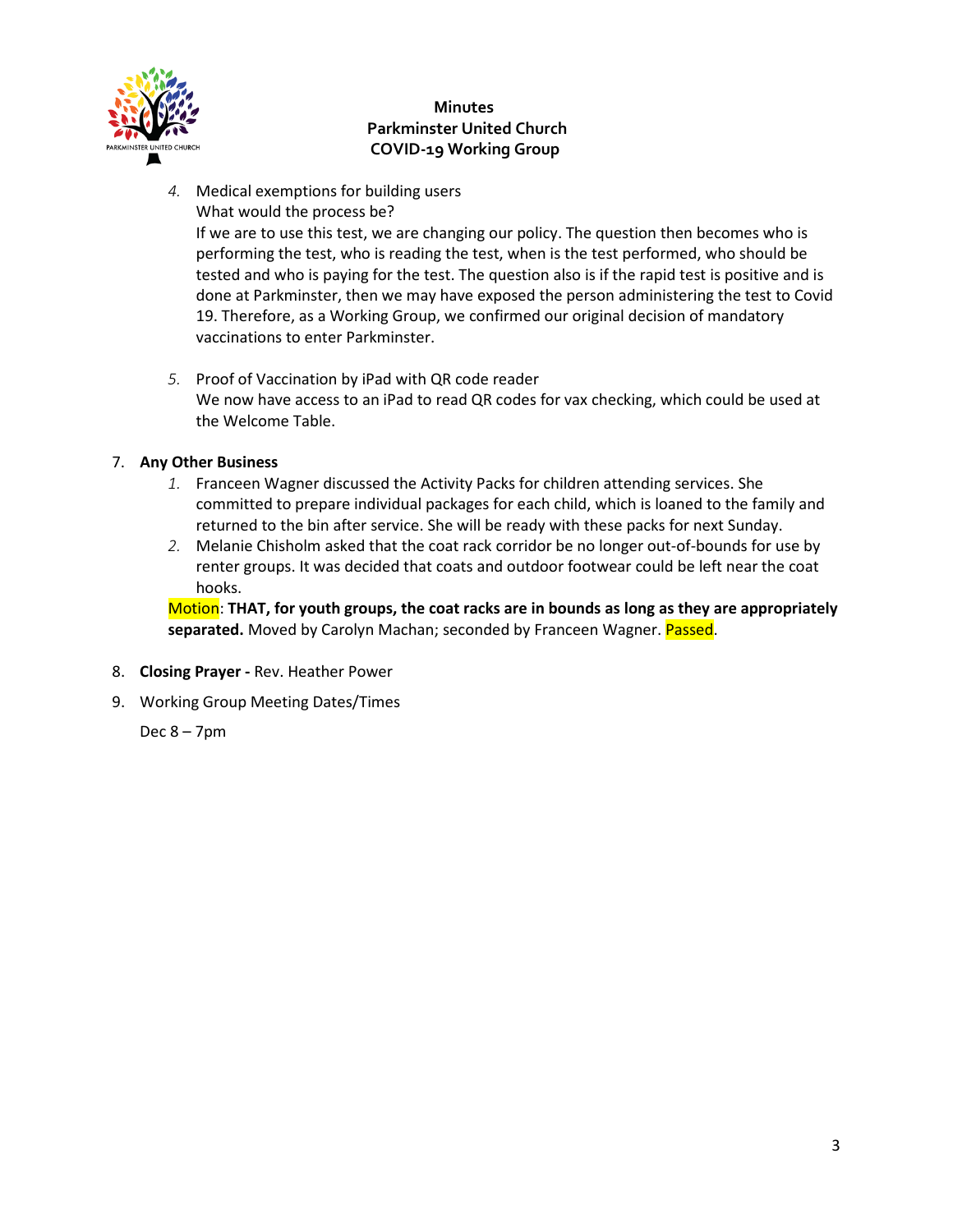**Minutes**
**Parkminster United Church**
**COVID-19 Working Group**

4. Medical exemptions for building users
   What would the process be?
   If we are to use this test, we are changing our policy. The question then becomes who is performing the test, who is reading the test, when is the test performed, who should be tested and who is paying for the test. The question also is if the rapid test is positive and is done at Parkminster, then we may have exposed the person administering the test to Covid 19. Therefore, as a Working Group, we confirmed our original decision of mandatory vaccinations to enter Parkminster.

5. Proof of Vaccination by iPad with QR code reader
   We now have access to an iPad to read QR codes for vax checking, which could be used at the Welcome Table.

7. **Any Other Business**
   1. Franceen Wagner discussed the Activity Packs for children attending services. She committed to prepare individual packages for each child, which is loaned to the family and returned to the bin after service. She will be ready with these packs for next Sunday.
   2. Melanie Chisholm asked that the coat rack corridor be no longer out-of-bounds for use by renter groups. It was decided that coats and outdoor footwear could be left near the coat hooks.

   Motion: **THAT, for youth groups, the coat racks are in bounds as long as they are appropriately separated.** Moved by Carolyn Machan; seconded by Franceen Wagner. Passed.

8. **Closing Prayer -** Rev. Heather Power
9. Working Group Meeting Dates/Times

   Dec 8 – 7pm